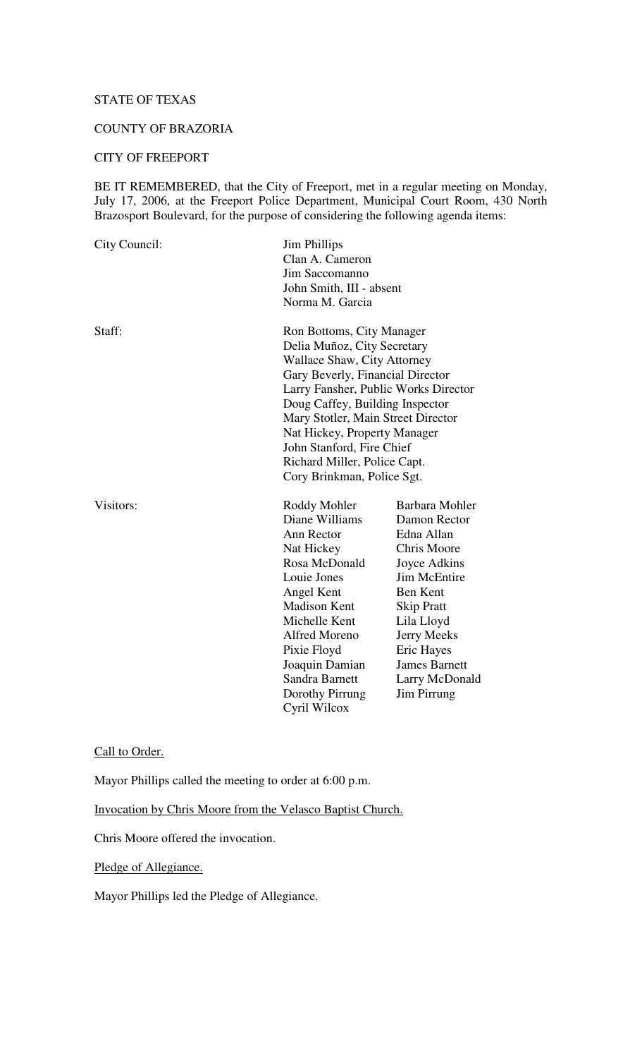STATE OF TEXAS

COUNTY OF BRAZORIA

CITY OF FREEPORT

BE IT REMEMBERED, that the City of Freeport, met in a regular meeting on Monday, July 17, 2006, at the Freeport Police Department, Municipal Court Room, 430 North Brazosport Boulevard, for the purpose of considering the following agenda items:

City Council:
- Jim Phillips
- Clan A. Cameron
- Jim Saccomanno
- John Smith, III - absent
- Norma M. Garcia

Staff:
- Ron Bottoms, City Manager
- Delia Muñoz, City Secretary
- Wallace Shaw, City Attorney
- Gary Beverly, Financial Director
- Larry Fansher, Public Works Director
- Doug Caffey, Building Inspector
- Mary Stotler, Main Street Director
- Nat Hickey, Property Manager
- John Stanford, Fire Chief
- Richard Miller, Police Capt.
- Cory Brinkman, Police Sgt.

Visitors:

| | |
|---|---|
| Roddy Mohler | Barbara Mohler |
| Diane Williams | Damon Rector |
| Ann Rector | Edna Allan |
| Nat Hickey | Chris Moore |
| Rosa McDonald | Joyce Adkins |
| Louie Jones | Jim McEntire |
| Angel Kent | Ben Kent |
| Madison Kent | Skip Pratt |
| Michelle Kent | Lila Lloyd |
| Alfred Moreno | Jerry Meeks |
| Pixie Floyd | Eric Hayes |
| Joaquin Damian | James Barnett |
| Sandra Barnett | Larry McDonald |
| Dorothy Pirrung | Jim Pirrung |
| Cyril Wilcox | |

Call to Order.

Mayor Phillips called the meeting to order at 6:00 p.m.

Invocation by Chris Moore from the Velasco Baptist Church.

Chris Moore offered the invocation.

Pledge of Allegiance.

Mayor Phillips led the Pledge of Allegiance.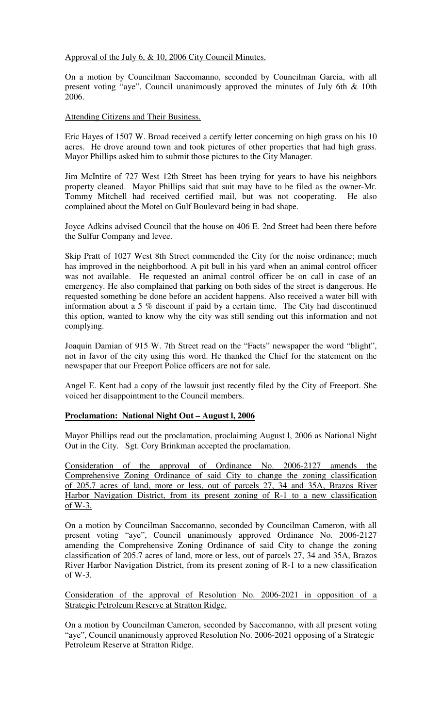Approval of the July 6, & 10, 2006 City Council Minutes.

On a motion by Councilman Saccomanno, seconded by Councilman Garcia, with all present voting "aye", Council unanimously approved the minutes of July 6th & 10th 2006.

Attending Citizens and Their Business.

Eric Hayes of 1507 W. Broad received a certify letter concerning on high grass on his 10 acres. He drove around town and took pictures of other properties that had high grass. Mayor Phillips asked him to submit those pictures to the City Manager.

Jim McIntire of 727 West 12th Street has been trying for years to have his neighbors property cleaned. Mayor Phillips said that suit may have to be filed as the owner-Mr. Tommy Mitchell had received certified mail, but was not cooperating. He also complained about the Motel on Gulf Boulevard being in bad shape.

Joyce Adkins advised Council that the house on 406 E. 2nd Street had been there before the Sulfur Company and levee.

Skip Pratt of 1027 West 8th Street commended the City for the noise ordinance; much has improved in the neighborhood. A pit bull in his yard when an animal control officer was not available. He requested an animal control officer be on call in case of an emergency. He also complained that parking on both sides of the street is dangerous. He requested something be done before an accident happens. Also received a water bill with information about a 5 % discount if paid by a certain time. The City had discontinued this option, wanted to know why the city was still sending out this information and not complying.

Joaquin Damian of 915 W. 7th Street read on the "Facts" newspaper the word "blight", not in favor of the city using this word. He thanked the Chief for the statement on the newspaper that our Freeport Police officers are not for sale.

Angel E. Kent had a copy of the lawsuit just recently filed by the City of Freeport. She voiced her disappointment to the Council members.

**Proclamation: National Night Out – August l, 2006**

Mayor Phillips read out the proclamation, proclaiming August l, 2006 as National Night Out in the City. Sgt. Cory Brinkman accepted the proclamation.

Consideration of the approval of Ordinance No. 2006-2127 amends the Comprehensive Zoning Ordinance of said City to change the zoning classification of 205.7 acres of land, more or less, out of parcels 27, 34 and 35A, Brazos River Harbor Navigation District, from its present zoning of R-1 to a new classification of W-3.

On a motion by Councilman Saccomanno, seconded by Councilman Cameron, with all present voting "aye", Council unanimously approved Ordinance No. 2006-2127 amending the Comprehensive Zoning Ordinance of said City to change the zoning classification of 205.7 acres of land, more or less, out of parcels 27, 34 and 35A, Brazos River Harbor Navigation District, from its present zoning of R-1 to a new classification of W-3.

Consideration of the approval of Resolution No. 2006-2021 in opposition of a Strategic Petroleum Reserve at Stratton Ridge.

On a motion by Councilman Cameron, seconded by Saccomanno, with all present voting "aye", Council unanimously approved Resolution No. 2006-2021 opposing of a Strategic Petroleum Reserve at Stratton Ridge.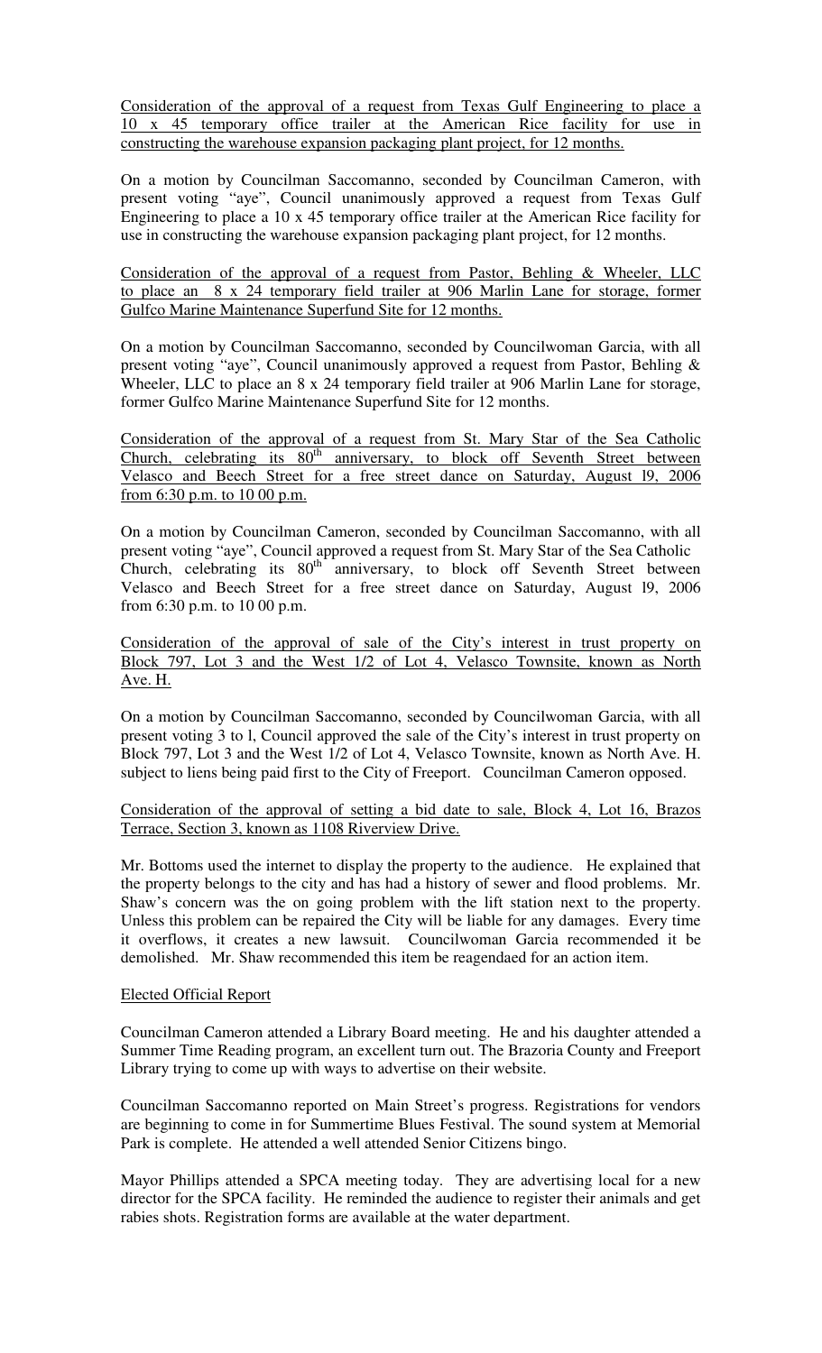Consideration of the approval of a request from Texas Gulf Engineering to place a 10 x 45 temporary office trailer at the American Rice facility for use in constructing the warehouse expansion packaging plant project, for 12 months.

On a motion by Councilman Saccomanno, seconded by Councilman Cameron, with present voting "aye", Council unanimously approved a request from Texas Gulf Engineering to place a 10 x 45 temporary office trailer at the American Rice facility for use in constructing the warehouse expansion packaging plant project, for 12 months.

Consideration of the approval of a request from Pastor, Behling & Wheeler, LLC to place an 8 x 24 temporary field trailer at 906 Marlin Lane for storage, former Gulfco Marine Maintenance Superfund Site for 12 months.

On a motion by Councilman Saccomanno, seconded by Councilwoman Garcia, with all present voting "aye", Council unanimously approved a request from Pastor, Behling & Wheeler, LLC to place an 8 x 24 temporary field trailer at 906 Marlin Lane for storage, former Gulfco Marine Maintenance Superfund Site for 12 months.

Consideration of the approval of a request from St. Mary Star of the Sea Catholic Church, celebrating its 80th anniversary, to block off Seventh Street between Velasco and Beech Street for a free street dance on Saturday, August l9, 2006 from 6:30 p.m. to 10 00 p.m.

On a motion by Councilman Cameron, seconded by Councilman Saccomanno, with all present voting "aye", Council approved a request from St. Mary Star of the Sea Catholic Church, celebrating its 80th anniversary, to block off Seventh Street between Velasco and Beech Street for a free street dance on Saturday, August l9, 2006 from 6:30 p.m. to 10 00 p.m.

Consideration of the approval of sale of the City's interest in trust property on Block 797, Lot 3 and the West 1/2 of Lot 4, Velasco Townsite, known as North Ave. H.

On a motion by Councilman Saccomanno, seconded by Councilwoman Garcia, with all present voting 3 to l, Council approved the sale of the City's interest in trust property on Block 797, Lot 3 and the West 1/2 of Lot 4, Velasco Townsite, known as North Ave. H. subject to liens being paid first to the City of Freeport. Councilman Cameron opposed.

Consideration of the approval of setting a bid date to sale, Block 4, Lot 16, Brazos Terrace, Section 3, known as 1108 Riverview Drive.

Mr. Bottoms used the internet to display the property to the audience. He explained that the property belongs to the city and has had a history of sewer and flood problems. Mr. Shaw's concern was the on going problem with the lift station next to the property. Unless this problem can be repaired the City will be liable for any damages. Every time it overflows, it creates a new lawsuit. Councilwoman Garcia recommended it be demolished. Mr. Shaw recommended this item be reagendaed for an action item.

Elected Official Report

Councilman Cameron attended a Library Board meeting. He and his daughter attended a Summer Time Reading program, an excellent turn out. The Brazoria County and Freeport Library trying to come up with ways to advertise on their website.

Councilman Saccomanno reported on Main Street's progress. Registrations for vendors are beginning to come in for Summertime Blues Festival. The sound system at Memorial Park is complete. He attended a well attended Senior Citizens bingo.

Mayor Phillips attended a SPCA meeting today. They are advertising local for a new director for the SPCA facility. He reminded the audience to register their animals and get rabies shots. Registration forms are available at the water department.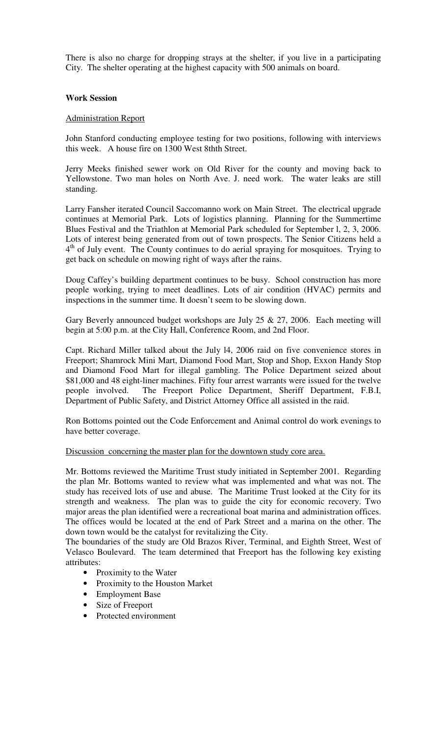There is also no charge for dropping strays at the shelter, if you live in a participating City. The shelter operating at the highest capacity with 500 animals on board.

**Work Session**

Administration Report

John Stanford conducting employee testing for two positions, following with interviews this week. A house fire on 1300 West 8thth Street.

Jerry Meeks finished sewer work on Old River for the county and moving back to Yellowstone. Two man holes on North Ave. J. need work. The water leaks are still standing.

Larry Fansher iterated Council Saccomanno work on Main Street. The electrical upgrade continues at Memorial Park. Lots of logistics planning. Planning for the Summertime Blues Festival and the Triathlon at Memorial Park scheduled for September l, 2, 3, 2006. Lots of interest being generated from out of town prospects. The Senior Citizens held a 4th of July event. The County continues to do aerial spraying for mosquitoes. Trying to get back on schedule on mowing right of ways after the rains.

Doug Caffey's building department continues to be busy. School construction has more people working, trying to meet deadlines. Lots of air condition (HVAC) permits and inspections in the summer time. It doesn't seem to be slowing down.

Gary Beverly announced budget workshops are July 25 & 27, 2006. Each meeting will begin at 5:00 p.m. at the City Hall, Conference Room, and 2nd Floor.

Capt. Richard Miller talked about the July l4, 2006 raid on five convenience stores in Freeport; Shamrock Mini Mart, Diamond Food Mart, Stop and Shop, Exxon Handy Stop and Diamond Food Mart for illegal gambling. The Police Department seized about $81,000 and 48 eight-liner machines. Fifty four arrest warrants were issued for the twelve people involved. The Freeport Police Department, Sheriff Department, F.B.I, Department of Public Safety, and District Attorney Office all assisted in the raid.

Ron Bottoms pointed out the Code Enforcement and Animal control do work evenings to have better coverage.

Discussion concerning the master plan for the downtown study core area.

Mr. Bottoms reviewed the Maritime Trust study initiated in September 2001. Regarding the plan Mr. Bottoms wanted to review what was implemented and what was not. The study has received lots of use and abuse. The Maritime Trust looked at the City for its strength and weakness. The plan was to guide the city for economic recovery. Two major areas the plan identified were a recreational boat marina and administration offices. The offices would be located at the end of Park Street and a marina on the other. The down town would be the catalyst for revitalizing the City.

The boundaries of the study are Old Brazos River, Terminal, and Eighth Street, West of Velasco Boulevard. The team determined that Freeport has the following key existing attributes:

- Proximity to the Water
- Proximity to the Houston Market
- Employment Base
- Size of Freeport
- Protected environment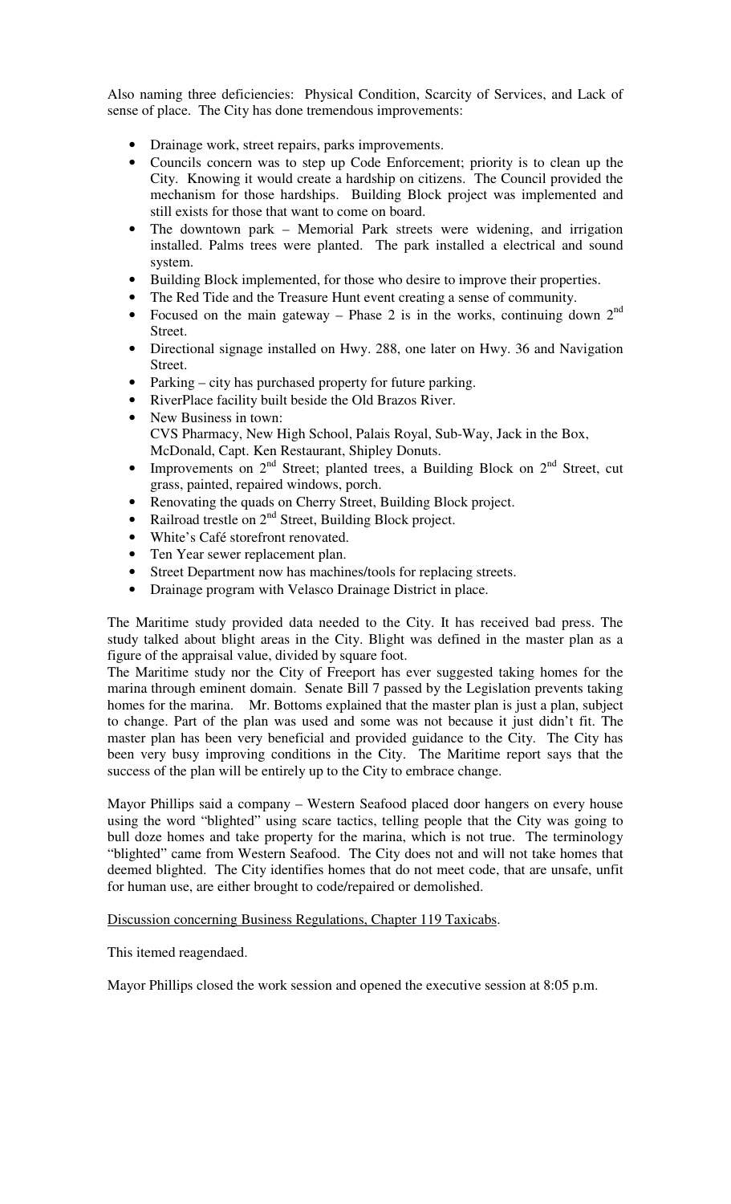Also naming three deficiencies: Physical Condition, Scarcity of Services, and Lack of sense of place. The City has done tremendous improvements:

- Drainage work, street repairs, parks improvements.
- Councils concern was to step up Code Enforcement; priority is to clean up the City. Knowing it would create a hardship on citizens. The Council provided the mechanism for those hardships. Building Block project was implemented and still exists for those that want to come on board.
- The downtown park – Memorial Park streets were widening, and irrigation installed. Palms trees were planted. The park installed a electrical and sound system.
- Building Block implemented, for those who desire to improve their properties.
- The Red Tide and the Treasure Hunt event creating a sense of community.
- Focused on the main gateway – Phase 2 is in the works, continuing down 2nd Street.
- Directional signage installed on Hwy. 288, one later on Hwy. 36 and Navigation Street.
- Parking – city has purchased property for future parking.
- RiverPlace facility built beside the Old Brazos River.
- New Business in town:
  CVS Pharmacy, New High School, Palais Royal, Sub-Way, Jack in the Box, McDonald, Capt. Ken Restaurant, Shipley Donuts.
- Improvements on 2nd Street; planted trees, a Building Block on 2nd Street, cut grass, painted, repaired windows, porch.
- Renovating the quads on Cherry Street, Building Block project.
- Railroad trestle on 2nd Street, Building Block project.
- White's Café storefront renovated.
- Ten Year sewer replacement plan.
- Street Department now has machines/tools for replacing streets.
- Drainage program with Velasco Drainage District in place.

The Maritime study provided data needed to the City. It has received bad press. The study talked about blight areas in the City. Blight was defined in the master plan as a figure of the appraisal value, divided by square foot.
The Maritime study nor the City of Freeport has ever suggested taking homes for the marina through eminent domain. Senate Bill 7 passed by the Legislation prevents taking homes for the marina. Mr. Bottoms explained that the master plan is just a plan, subject to change. Part of the plan was used and some was not because it just didn't fit. The master plan has been very beneficial and provided guidance to the City. The City has been very busy improving conditions in the City. The Maritime report says that the success of the plan will be entirely up to the City to embrace change.

Mayor Phillips said a company – Western Seafood placed door hangers on every house using the word "blighted" using scare tactics, telling people that the City was going to bull doze homes and take property for the marina, which is not true. The terminology "blighted" came from Western Seafood. The City does not and will not take homes that deemed blighted. The City identifies homes that do not meet code, that are unsafe, unfit for human use, are either brought to code/repaired or demolished.

Discussion concerning Business Regulations, Chapter 119 Taxicabs.

This itemed reagendaed.

Mayor Phillips closed the work session and opened the executive session at 8:05 p.m.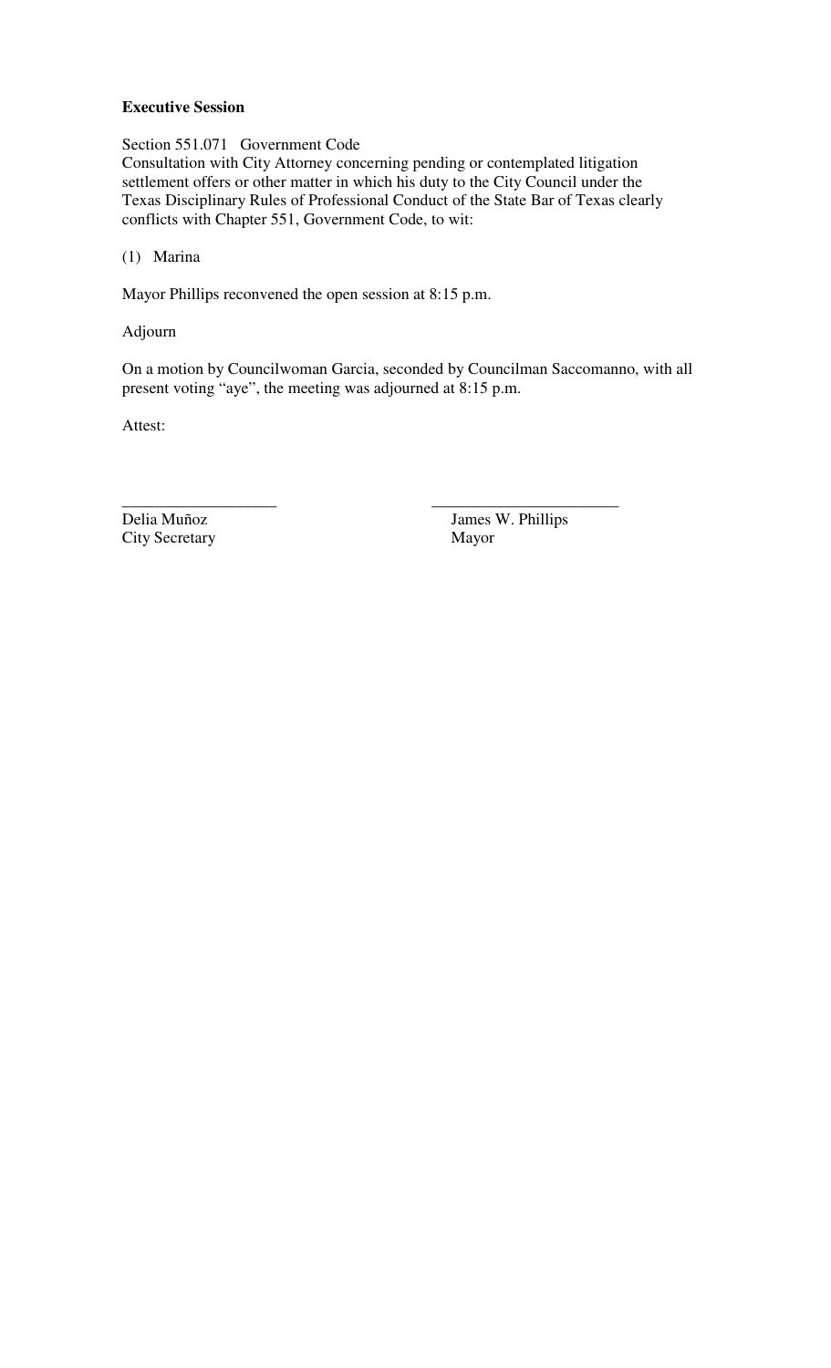**Executive Session**

Section 551.071 Government Code
Consultation with City Attorney concerning pending or contemplated litigation settlement offers or other matter in which his duty to the City Council under the Texas Disciplinary Rules of Professional Conduct of the State Bar of Texas clearly conflicts with Chapter 551, Government Code, to wit:

(1) Marina

Mayor Phillips reconvened the open session at 8:15 p.m.

Adjourn

On a motion by Councilwoman Garcia, seconded by Councilman Saccomanno, with all present voting "aye", the meeting was adjourned at 8:15 p.m.

Attest:

| | |
|---|---|
| ___________________ | _______________________ |
| Delia Muñoz | James W. Phillips |
| City Secretary | Mayor |